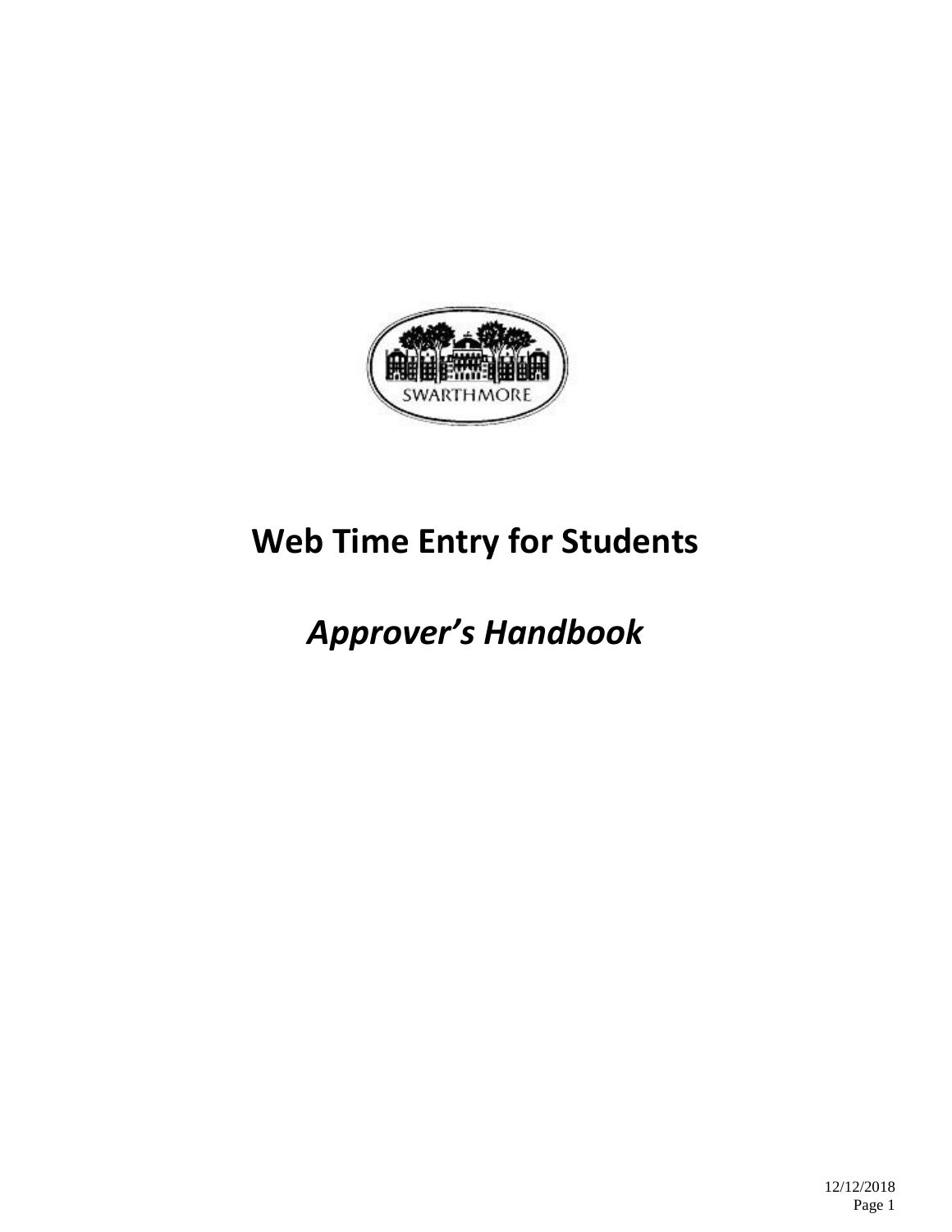# Web Time Entry for Students

## *Approver's Handbook*

12/12/2018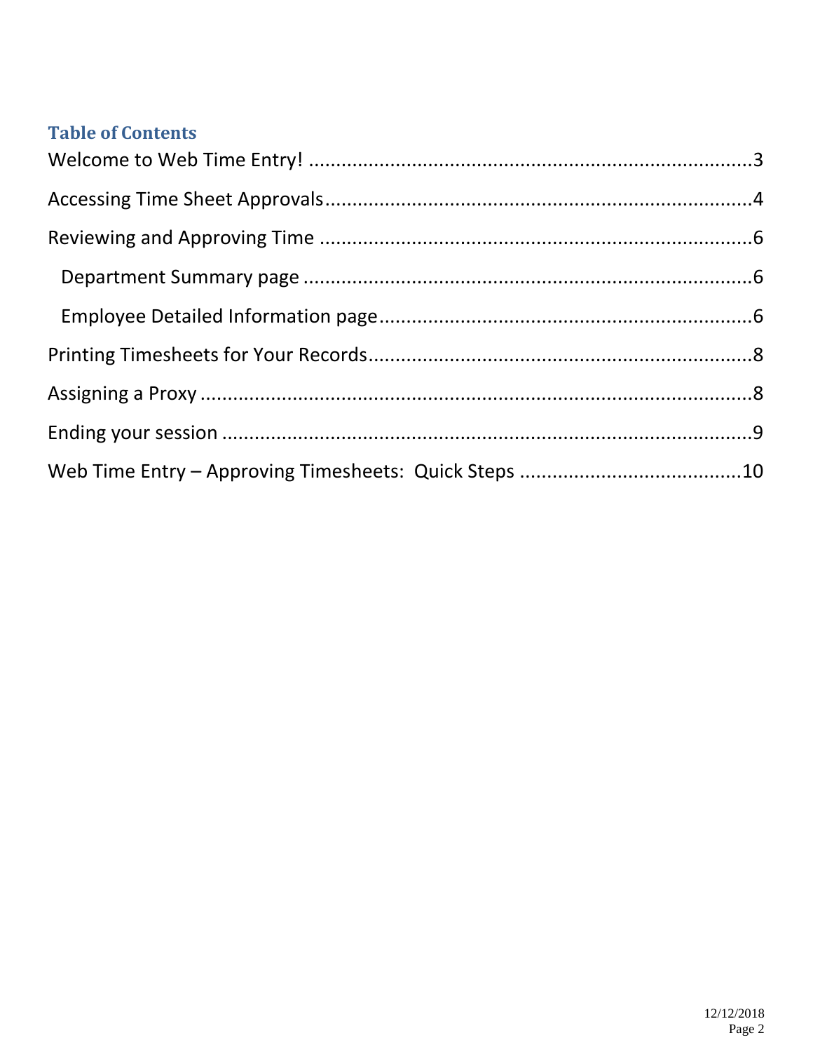## Table of Contents

Welcome to Web Time Entry! ....................................................................3

Accessing Time Sheet Approvals ..............................................................4

Reviewing and Approving Time ................................................................6

- Department Summary page ...................................................................6
- Employee Detailed Information page .....................................................6

Printing Timesheets for Your Records .......................................................8

Assigning a Proxy .......................................................................................8

Ending your session ....................................................................................9

Web Time Entry – Approving Timesheets: Quick Steps ..........................10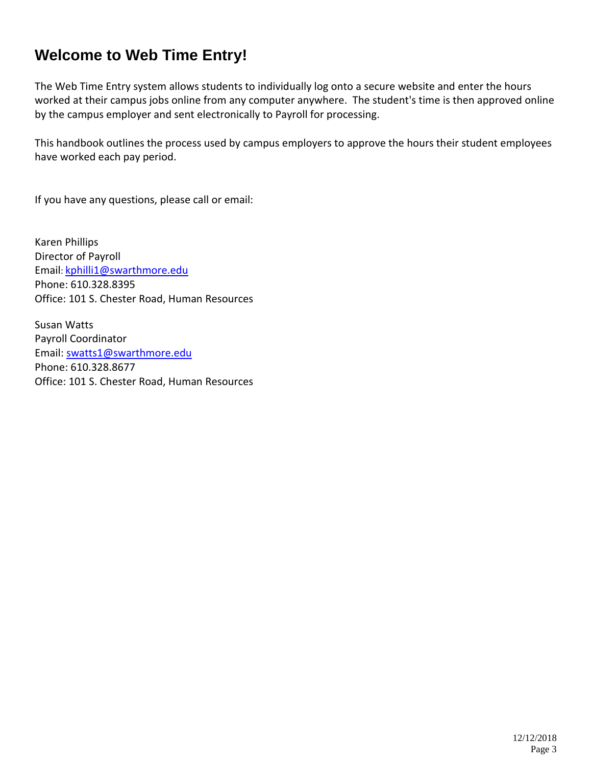# Welcome to Web Time Entry!

The Web Time Entry system allows students to individually log onto a secure website and enter the hours worked at their campus jobs online from any computer anywhere. The student's time is then approved online by the campus employer and sent electronically to Payroll for processing.

This handbook outlines the process used by campus employers to approve the hours their student employees have worked each pay period.

If you have any questions, please call or email:

Karen Phillips
Director of Payroll
Email: kphilli1@swarthmore.edu
Phone: 610.328.8395
Office: 101 S. Chester Road, Human Resources

Susan Watts
Payroll Coordinator
Email: swatts1@swarthmore.edu
Phone: 610.328.8677
Office: 101 S. Chester Road, Human Resources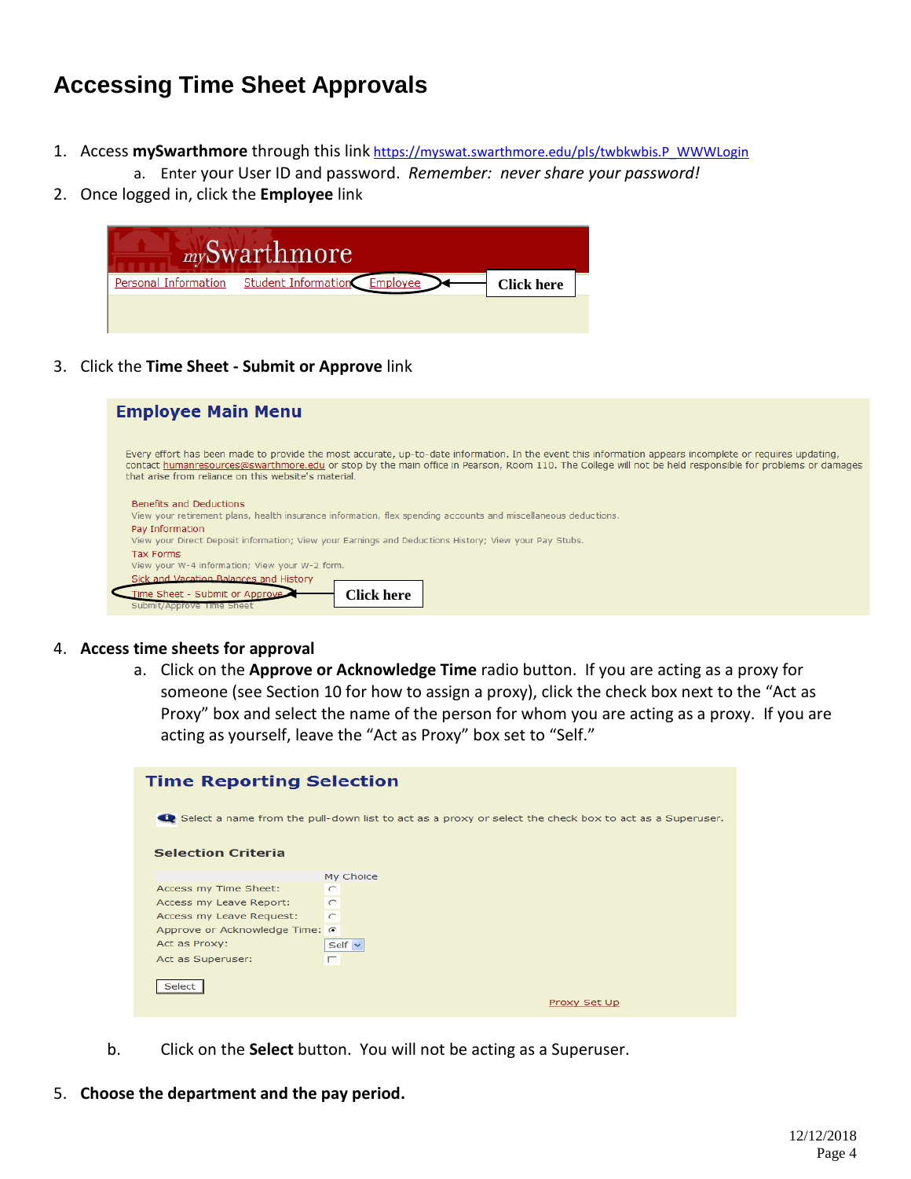# Accessing Time Sheet Approvals

1. Access **mySwarthmore** through this link https://myswat.swarthmore.edu/pls/twbkwbis.P_WWWLogin
   a. Enter your User ID and password. *Remember: never share your password!*
2. Once logged in, click the **Employee** link

3. Click the **Time Sheet - Submit or Approve** link

4. **Access time sheets for approval**
   a. Click on the **Approve or Acknowledge Time** radio button. If you are acting as a proxy for someone (see Section 10 for how to assign a proxy), click the check box next to the "Act as Proxy" box and select the name of the person for whom you are acting as a proxy. If you are acting as yourself, leave the "Act as Proxy" box set to "Self."

   b. Click on the **Select** button. You will not be acting as a Superuser.

5. **Choose the department and the pay period.**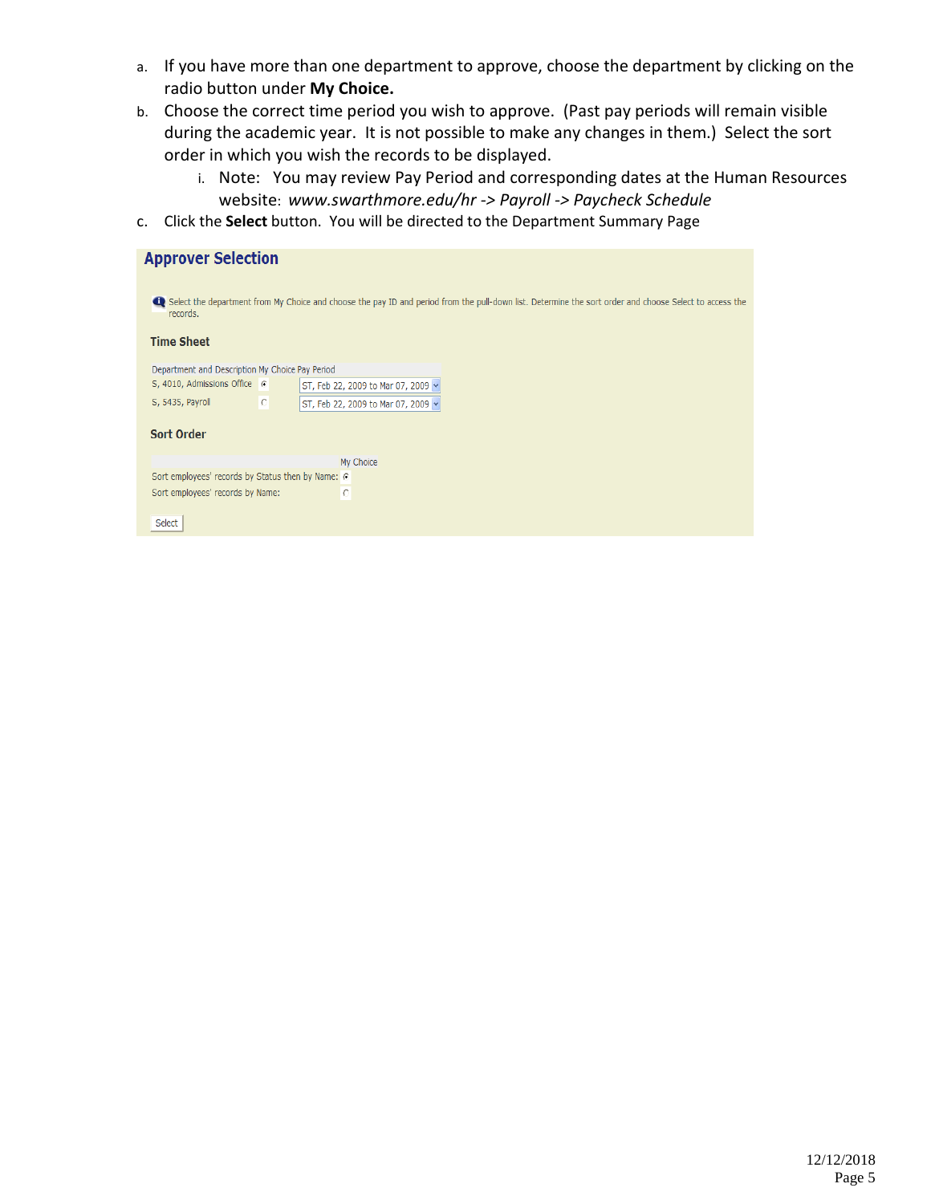a. If you have more than one department to approve, choose the department by clicking on the radio button under **My Choice.**

b. Choose the correct time period you wish to approve. (Past pay periods will remain visible during the academic year. It is not possible to make any changes in them.) Select the sort order in which you wish the records to be displayed.

   i. Note: You may review Pay Period and corresponding dates at the Human Resources website: *www.swarthmore.edu/hr -> Payroll -> Paycheck Schedule*

c. Click the **Select** button. You will be directed to the Department Summary Page

## Approver Selection

Select the department from My Choice and choose the pay ID and period from the pull-down list. Determine the sort order and choose Select to access the records.

### Time Sheet

| Department and Description | My Choice | Pay Period |
|---|---|---|
| S, 4010, Admissions Office | ◉ | ST, Feb 22, 2009 to Mar 07, 2009 |
| S, 5435, Payroll | ○ | ST, Feb 22, 2009 to Mar 07, 2009 |

### Sort Order

| | My Choice |
|---|---|
| Sort employees' records by Status then by Name: | ◉ |
| Sort employees' records by Name: | ○ |

Select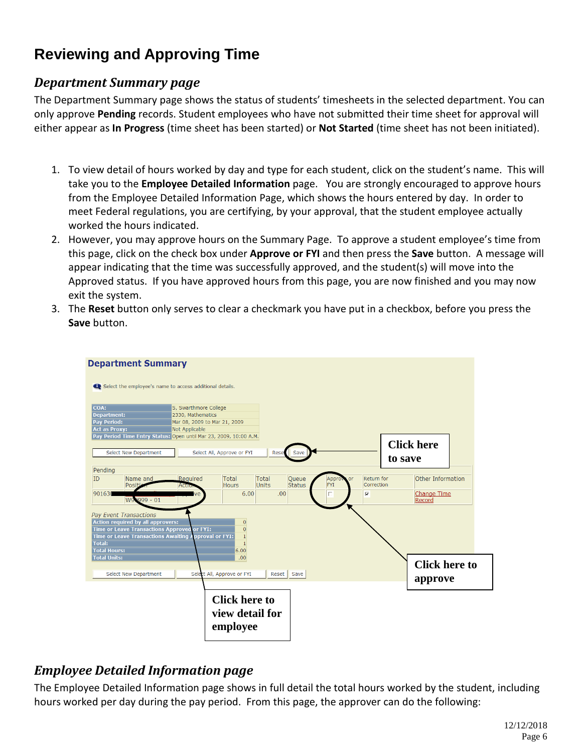# Reviewing and Approving Time

## *Department Summary page*

The Department Summary page shows the status of students' timesheets in the selected department. You can only approve **Pending** records. Student employees who have not submitted their time sheet for approval will either appear as **In Progress** (time sheet has been started) or **Not Started** (time sheet has not been initiated).

1. To view detail of hours worked by day and type for each student, click on the student's name. This will take you to the **Employee Detailed Information** page. You are strongly encouraged to approve hours from the Employee Detailed Information Page, which shows the hours entered by day. In order to meet Federal regulations, you are certifying, by your approval, that the student employee actually worked the hours indicated.
2. However, you may approve hours on the Summary Page. To approve a student employee's time from this page, click on the check box under **Approve or FYI** and then press the **Save** button. A message will appear indicating that the time was successfully approved, and the student(s) will move into the Approved status. If you have approved hours from this page, you are now finished and you may now exit the system.
3. The **Reset** button only serves to clear a checkmark you have put in a checkbox, before you press the **Save** button.

**Department Summary**

Select the employee's name to access additional details.

| | |
|---|---|
| COA: | S, Swarthmore College |
| Department: | 2330, Mathematics |
| Pay Period: | Mar 08, 2009 to Mar 21, 2009 |
| Act as Proxy: | Not Applicable |
| Pay Period Time Entry Status: | Open until Mar 23, 2009, 10:00 A.M. |

Select New Department | Select All, Approve or FYI | Reset | Save

Click here to save

Pending

| ID | Name and Position | Required Action | Total Hours | Total Units | Queue Status | Approve or FYI | Return for Correction | Other Information |
|---|---|---|---|---|---|---|---|---|
| 901630 | W99999 - 01 | ...ve | 6.00 | .00 | | ☐ | ☑ | Change Time Record |

*Pay Event Transactions*

| | |
|---|---|
| Action required by all approvers: | 0 |
| Time or Leave Transactions Approved or FYI: | 0 |
| Time or Leave Transactions Awaiting Approval or FYI: | 1 |
| Total: | 1 |
| Total Hours: | 6.00 |
| Total Units: | .00 |

Select New Department | Select All, Approve or FYI | Reset | Save

Click here to approve

Click here to view detail for employee

## *Employee Detailed Information page*

The Employee Detailed Information page shows in full detail the total hours worked by the student, including hours worked per day during the pay period. From this page, the approver can do the following: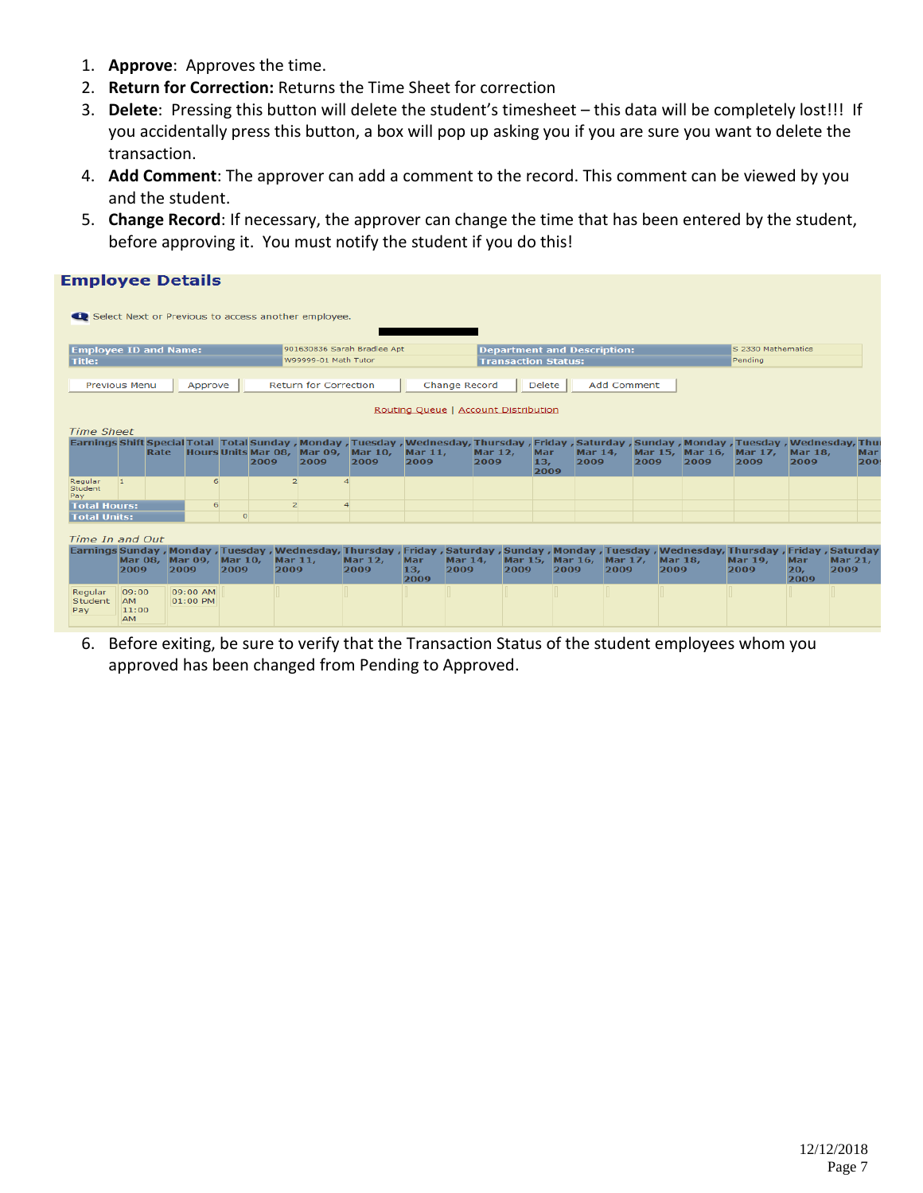1. **Approve**: Approves the time.
2. **Return for Correction:** Returns the Time Sheet for correction
3. **Delete**: Pressing this button will delete the student's timesheet – this data will be completely lost!!! If you accidentally press this button, a box will pop up asking you if you are sure you want to delete the transaction.
4. **Add Comment**: The approver can add a comment to the record. This comment can be viewed by you and the student.
5. **Change Record**: If necessary, the approver can change the time that has been entered by the student, before approving it. You must notify the student if you do this!

## Employee Details

Select Next or Previous to access another employee.

| Employee ID and Name: | 901630836 Sarah Bradlee Apt | Department and Description: | S 2330 Mathematics |
|---|---|---|---|
| Title: | W99999-01 Math Tutor | Transaction Status: | Pending |

Previous Menu | Approve | Return for Correction | Change Record | Delete | Add Comment

Routing Queue | Account Distribution

*Time Sheet*

| Earnings | Shift | Special Rate | Total Hours | Total Units | Sunday, Mar 08, 2009 | Monday, Mar 09, 2009 | Tuesday, Mar 10, 2009 | Wednesday, Mar 11, 2009 | Thursday, Mar 12, 2009 | Friday, Mar 13, 2009 | Saturday, Mar 14, 2009 | Sunday, Mar 15, 2009 | Monday, Mar 16, 2009 | Tuesday, Mar 17, 2009 | Wednesday, Mar 18, 2009 | Thu Mar 200 |
|---|---|---|---|---|---|---|---|---|---|---|---|---|---|---|---|---|
| Regular Student Pay | 1 | | 6 | | 2 | 4 | | | | | | | | | | |
| Total Hours: | | | 6 | | 2 | 4 | | | | | | | | | | |
| Total Units: | | | | 0 | | | | | | | | | | | | |

*Time In and Out*

| Earnings | Sunday, Mar 08, 2009 | Monday, Mar 09, 2009 | Tuesday, Mar 10, 2009 | Wednesday, Mar 11, 2009 | Thursday, Mar 12, 2009 | Friday, Mar 13, 2009 | Saturday, Mar 14, 2009 | Sunday, Mar 15, 2009 | Monday, Mar 16, 2009 | Tuesday, Mar 17, 2009 | Wednesday, Mar 18, 2009 | Thursday, Mar 19, 2009 | Friday, Mar 20, 2009 | Saturday, Mar 21, 2009 |
|---|---|---|---|---|---|---|---|---|---|---|---|---|---|---|
| Regular Student Pay | 09:00 AM 11:00 AM | 09:00 AM 01:00 PM | | | | | | | | | | | | |

6. Before exiting, be sure to verify that the Transaction Status of the student employees whom you approved has been changed from Pending to Approved.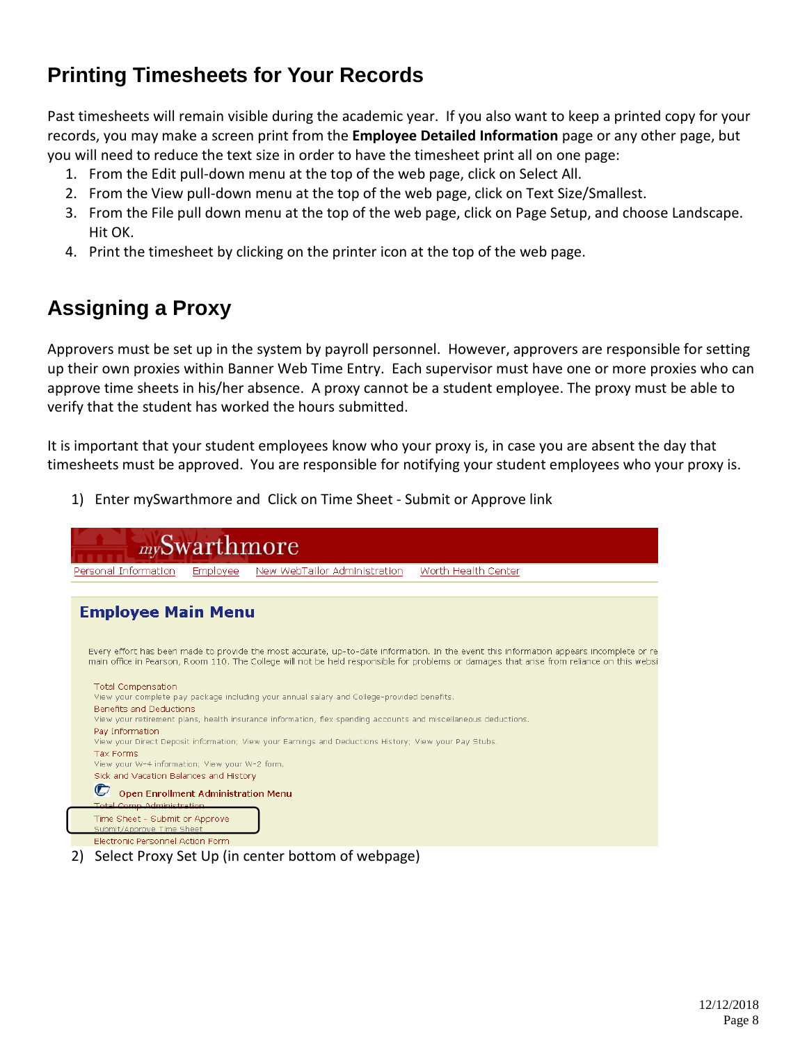## Printing Timesheets for Your Records

Past timesheets will remain visible during the academic year. If you also want to keep a printed copy for your records, you may make a screen print from the **Employee Detailed Information** page or any other page, but you will need to reduce the text size in order to have the timesheet print all on one page:

1. From the Edit pull-down menu at the top of the web page, click on Select All.
2. From the View pull-down menu at the top of the web page, click on Text Size/Smallest.
3. From the File pull down menu at the top of the web page, click on Page Setup, and choose Landscape. Hit OK.
4. Print the timesheet by clicking on the printer icon at the top of the web page.

## Assigning a Proxy

Approvers must be set up in the system by payroll personnel. However, approvers are responsible for setting up their own proxies within Banner Web Time Entry. Each supervisor must have one or more proxies who can approve time sheets in his/her absence. A proxy cannot be a student employee. The proxy must be able to verify that the student has worked the hours submitted.

It is important that your student employees know who your proxy is, in case you are absent the day that timesheets must be approved. You are responsible for notifying your student employees who your proxy is.

1) Enter mySwarthmore and Click on Time Sheet - Submit or Approve link

2) Select Proxy Set Up (in center bottom of webpage)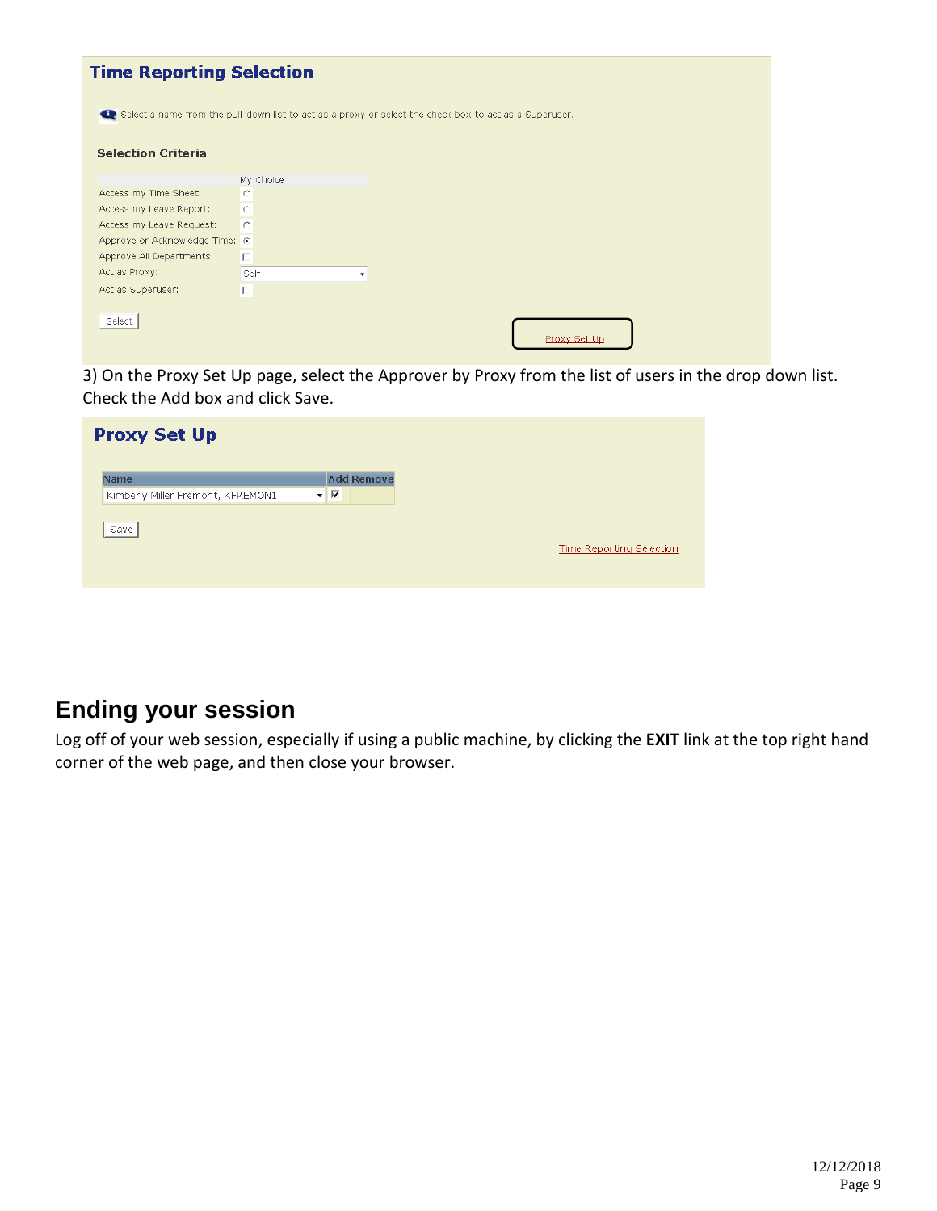## Time Reporting Selection

Select a name from the pull-down list to act as a proxy or select the check box to act as a Superuser.

**Selection Criteria**

| | My Choice |
|---|---|
| Access my Time Sheet: | ○ |
| Access my Leave Report: | ○ |
| Access my Leave Request: | ○ |
| Approve or Acknowledge Time: | ● |
| Approve All Departments: | ☐ |
| Act as Proxy: | Self |
| Act as Superuser: | ☐ |

Select

Proxy Set Up

3) On the Proxy Set Up page, select the Approver by Proxy from the list of users in the drop down list. Check the Add box and click Save.

## Proxy Set Up

| Name | Add | Remove |
|---|---|---|
| Kimberly Miller Fremont, KFREMON1 | ☑ | |

Save

Time Reporting Selection

# Ending your session

Log off of your web session, especially if using a public machine, by clicking the **EXIT** link at the top right hand corner of the web page, and then close your browser.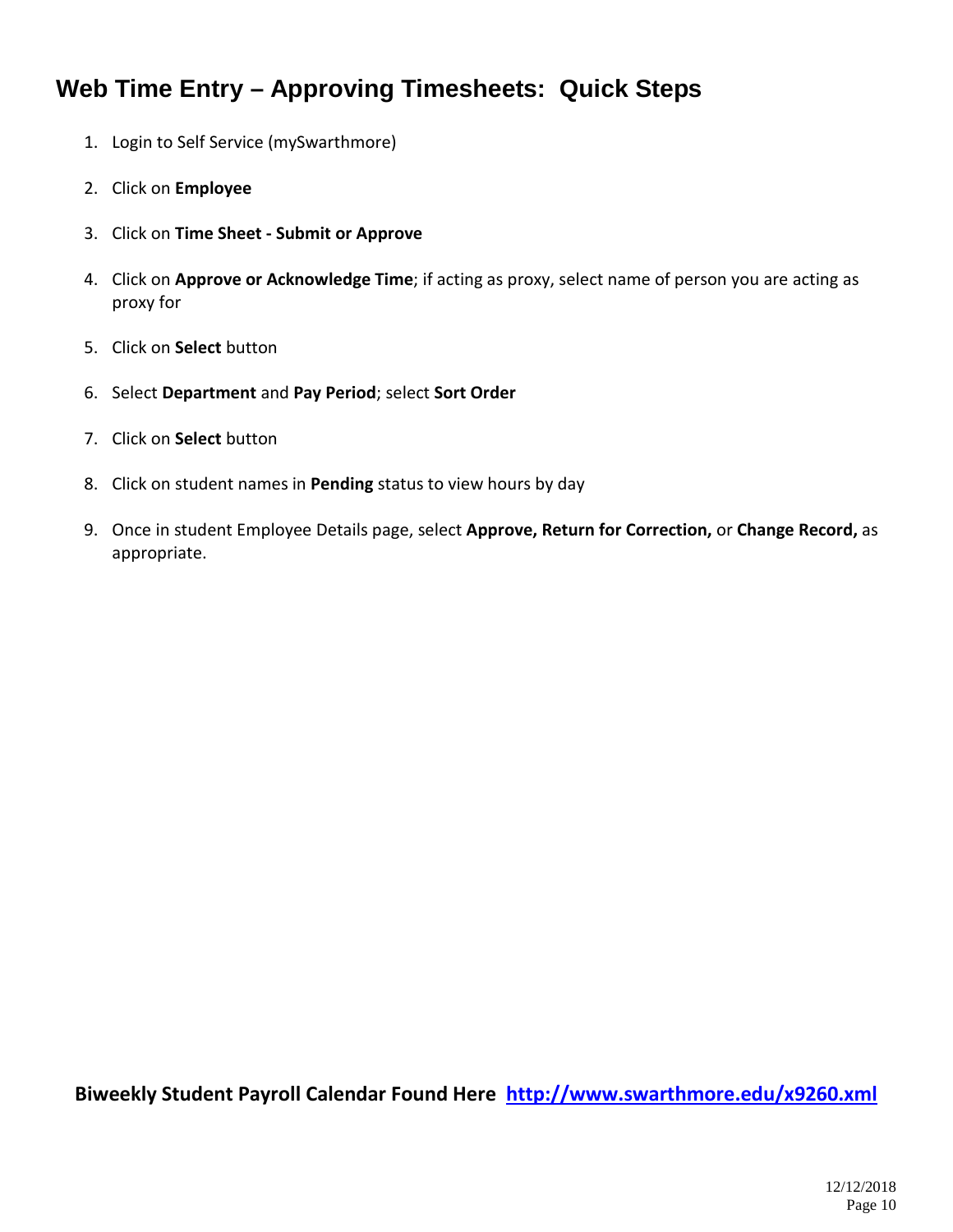# Web Time Entry – Approving Timesheets: Quick Steps

1. Login to Self Service (mySwarthmore)
2. Click on **Employee**
3. Click on **Time Sheet - Submit or Approve**
4. Click on **Approve or Acknowledge Time**; if acting as proxy, select name of person you are acting as proxy for
5. Click on **Select** button
6. Select **Department** and **Pay Period**; select **Sort Order**
7. Click on **Select** button
8. Click on student names in **Pending** status to view hours by day
9. Once in student Employee Details page, select **Approve, Return for Correction,** or **Change Record,** as appropriate.

**Biweekly Student Payroll Calendar Found Here [http://www.swarthmore.edu/x9260.xml](http://www.swarthmore.edu/x9260.xml)**

12/12/2018